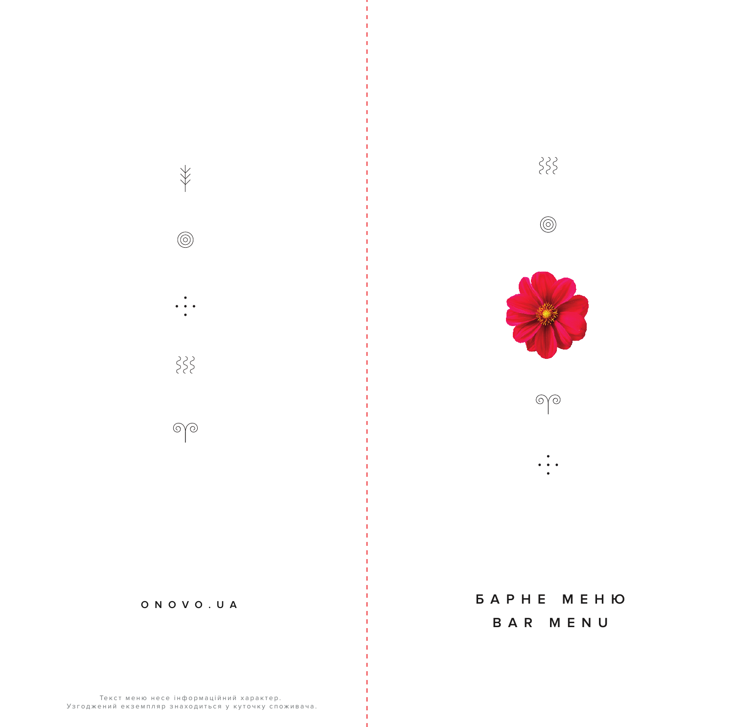ONOVO.UA

Текст меню несе інформаційний характер.
Узгоджений екземпляр знаходиться у куточку споживача.

# БАРНЕ МЕНЮ
# BAR MENU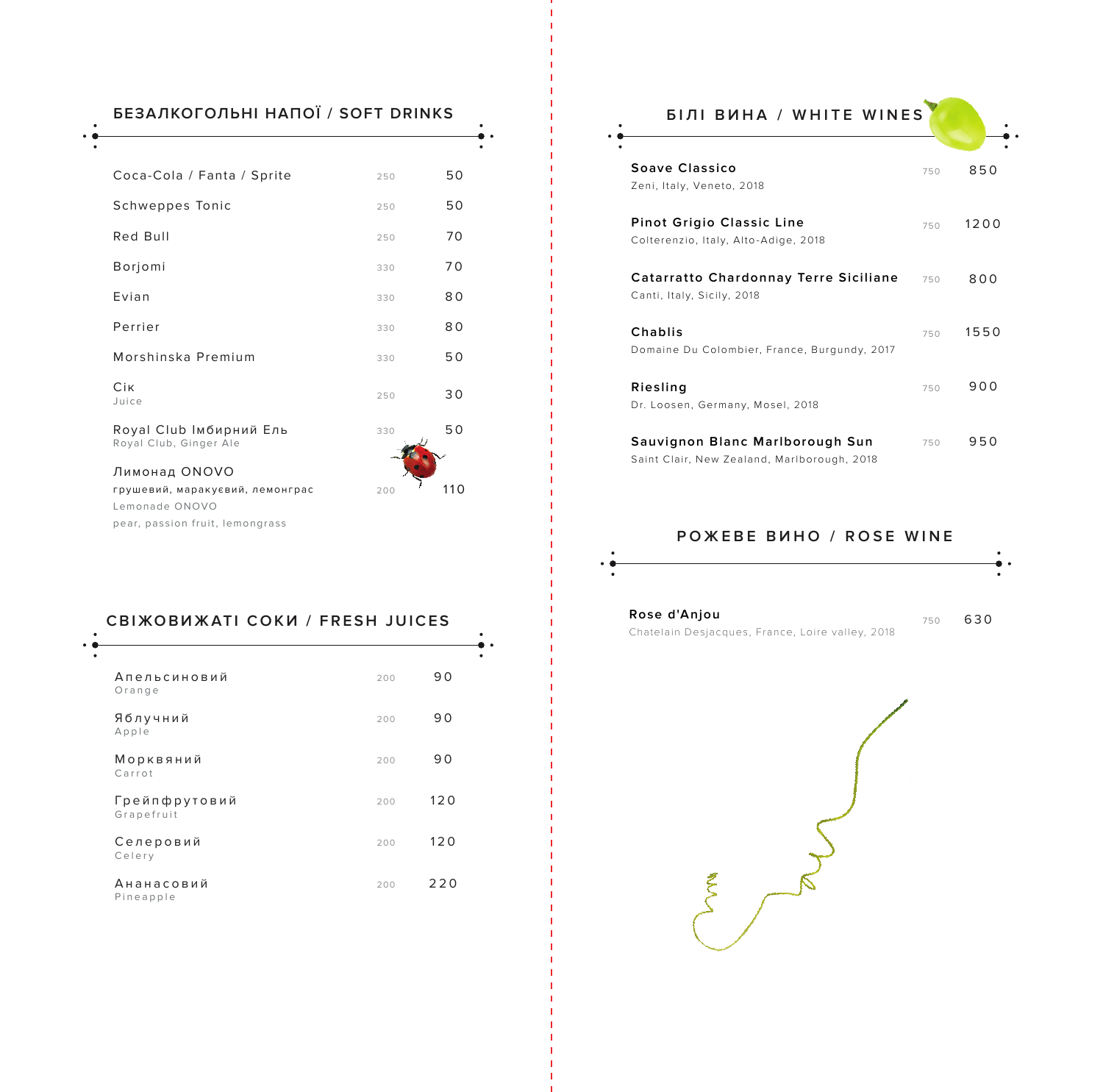## БЕЗАЛКОГОЛЬНІ НАПОЇ / SOFT DRINKS

| | | |
|---|---|---|
| Coca-Cola / Fanta / Sprite | 250 | 50 |
| Schweppes Tonic | 250 | 50 |
| Red Bull | 250 | 70 |
| Borjomi | 330 | 70 |
| Evian | 330 | 80 |
| Perrier | 330 | 80 |
| Morshinska Premium | 330 | 50 |
| Сік<br>Juice | 250 | 30 |
| Royal Club Імбирний Ель<br>Royal Club, Ginger Ale | 330 | 50 |
| Лимонад ONOVO<br>грушевий, маракуєвий, лемонграс<br>Lemonade ONOVO<br>pear, passion fruit, lemongrass | 200 | 110 |

## СВІЖОВИЖАТІ СОКИ / FRESH JUICES

| | | |
|---|---|---|
| Апельсиновий<br>Orange | 200 | 90 |
| Яблучний<br>Apple | 200 | 90 |
| Морквяний<br>Carrot | 200 | 90 |
| Грейпфрутовий<br>Grapefruit | 200 | 120 |
| Селеровий<br>Celery | 200 | 120 |
| Ананасовий<br>Pineapple | 200 | 220 |

## БІЛІ ВИНА / WHITE WINES

| | | |
|---|---|---|
| **Soave Classico**<br>Zeni, Italy, Veneto, 2018 | 750 | 850 |
| **Pinot Grigio Classic Line**<br>Colterenzio, Italy, Alto-Adige, 2018 | 750 | 1200 |
| **Catarratto Chardonnay Terre Siciliane**<br>Canti, Italy, Sicily, 2018 | 750 | 800 |
| **Chablis**<br>Domaine Du Colombier, France, Burgundy, 2017 | 750 | 1550 |
| **Riesling**<br>Dr. Loosen, Germany, Mosel, 2018 | 750 | 900 |
| **Sauvignon Blanc Marlborough Sun**<br>Saint Clair, New Zealand, Marlborough, 2018 | 750 | 950 |

## РОЖЕВЕ ВИНО / ROSE WINE

| | | |
|---|---|---|
| **Rose d'Anjou**<br>Chatelain Desjacques, France, Loire valley, 2018 | 750 | 630 |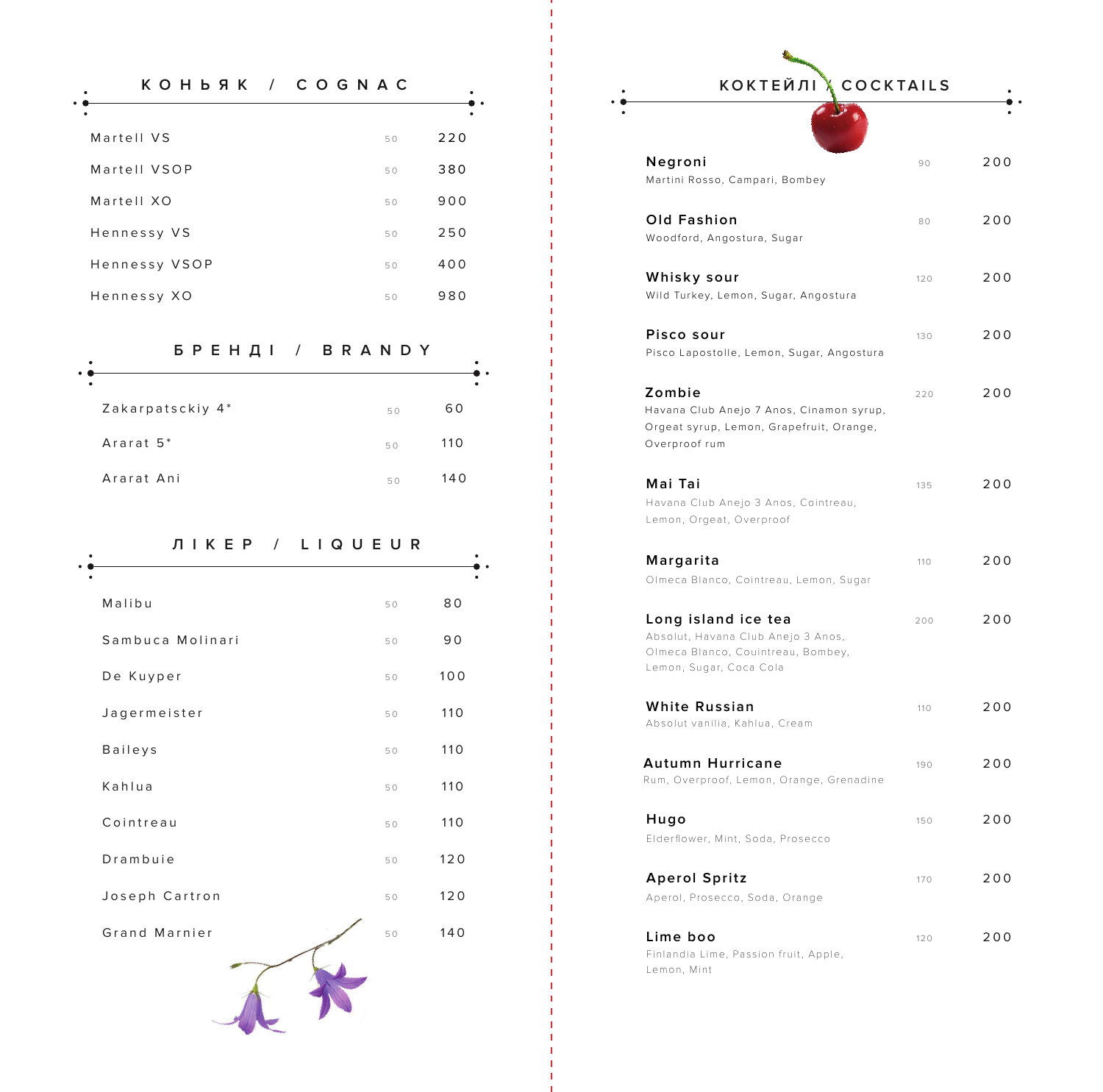## КОНЬЯК / COGNAC

| | | |
|---|---|---|
| Martell VS | 50 | 220 |
| Martell VSOP | 50 | 380 |
| Martell XO | 50 | 900 |
| Hennessy VS | 50 | 250 |
| Hennessy VSOP | 50 | 400 |
| Hennessy XO | 50 | 980 |

## БРЕНДІ / BRANDY

| | | |
|---|---|---|
| Zakarpatsckiy 4* | 50 | 60 |
| Ararat 5* | 50 | 110 |
| Ararat Ani | 50 | 140 |

## ЛІКЕР / LIQUEUR

| | | |
|---|---|---|
| Malibu | 50 | 80 |
| Sambuca Molinari | 50 | 90 |
| De Kuyper | 50 | 100 |
| Jagermeister | 50 | 110 |
| Baileys | 50 | 110 |
| Kahlua | 50 | 110 |
| Cointreau | 50 | 110 |
| Drambuie | 50 | 120 |
| Joseph Cartron | 50 | 120 |
| Grand Marnier | 50 | 140 |

## КОКТЕЙЛІ / COCKTAILS

| | | |
|---|---|---|
| **Negroni**<br>Martini Rosso, Campari, Bombey | 90 | 200 |
| **Old Fashion**<br>Woodford, Angostura, Sugar | 80 | 200 |
| **Whisky sour**<br>Wild Turkey, Lemon, Sugar, Angostura | 120 | 200 |
| **Pisco sour**<br>Pisco Lapostolle, Lemon, Sugar, Angostura | 130 | 200 |
| **Zombie**<br>Havana Club Anejo 7 Anos, Cinamon syrup, Orgeat syrup, Lemon, Grapefruit, Orange, Overproof rum | 220 | 200 |
| **Mai Tai**<br>Havana Club Anejo 3 Anos, Cointreau, Lemon, Orgeat, Overproof | 135 | 200 |
| **Margarita**<br>Olmeca Blanco, Cointreau, Lemon, Sugar | 110 | 200 |
| **Long island ice tea**<br>Absolut, Havana Club Anejo 3 Anos, Olmeca Blanco, Couintreau, Bombey, Lemon, Sugar, Coca Cola | 200 | 200 |
| **White Russian**<br>Absolut vanilia, Kahlua, Cream | 110 | 200 |
| **Autumn Hurricane**<br>Rum, Overproof, Lemon, Orange, Grenadine | 190 | 200 |
| **Hugo**<br>Elderflower, Mint, Soda, Prosecco | 150 | 200 |
| **Aperol Spritz**<br>Aperol, Prosecco, Soda, Orange | 170 | 200 |
| **Lime boo**<br>Finlandia Lime, Passion fruit, Apple, Lemon, Mint | 120 | 200 |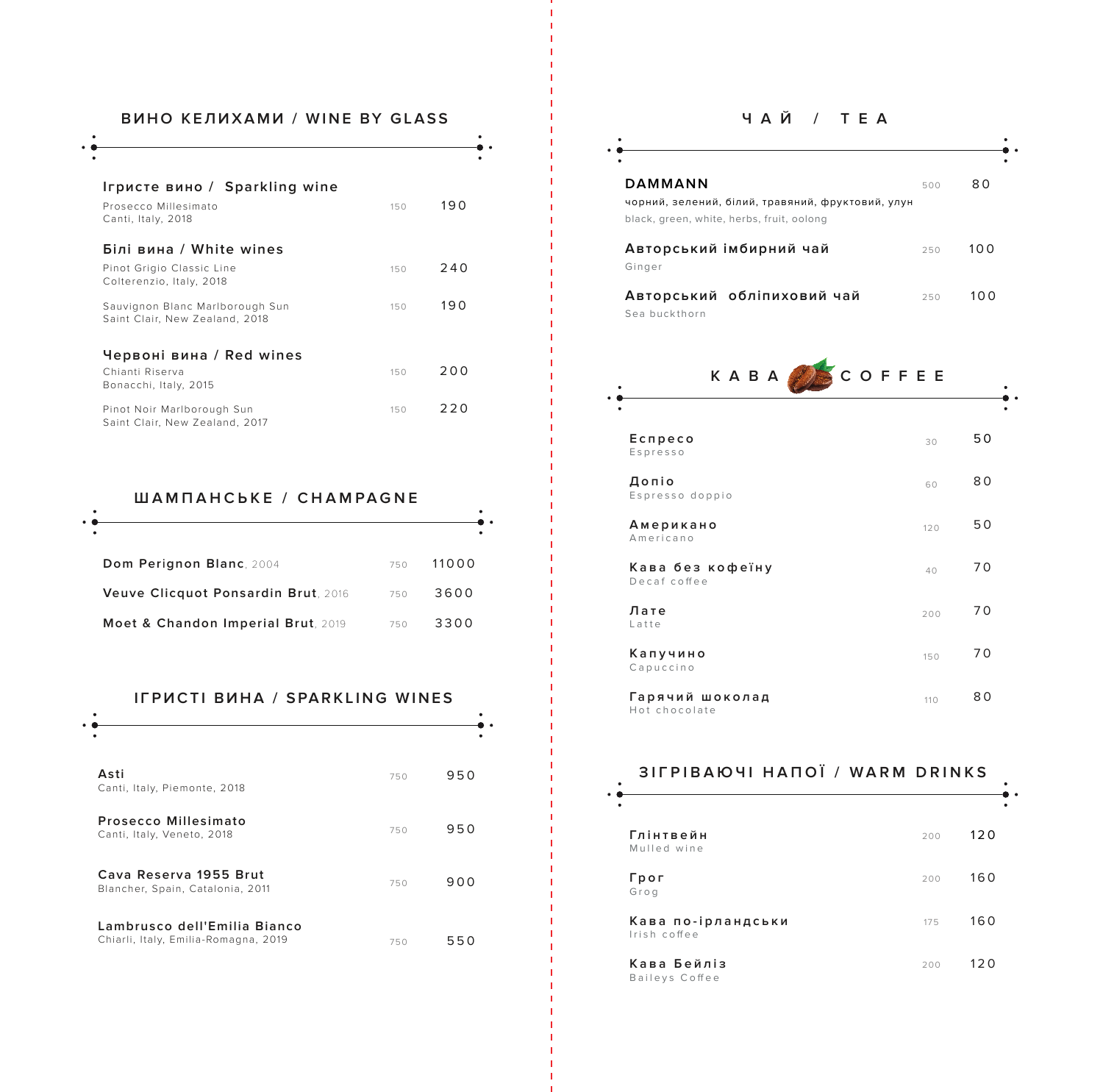## ВИНО КЕЛИХАМИ / WINE BY GLASS

### Игристе вино / Sparkling wine

| | | |
|---|---|---|
| Prosecco Millesimato<br>Canti, Italy, 2018 | 150 | 190 |

### Білі вина / White wines

| | | |
|---|---|---|
| Pinot Grigio Classic Line<br>Colterenzio, Italy, 2018 | 150 | 240 |
| Sauvignon Blanc Marlborough Sun<br>Saint Clair, New Zealand, 2018 | 150 | 190 |

### Червоні вина / Red wines

| | | |
|---|---|---|
| Chianti Riserva<br>Bonacchi, Italy, 2015 | 150 | 200 |
| Pinot Noir Marlborough Sun<br>Saint Clair, New Zealand, 2017 | 150 | 220 |

## ШАМПАНСЬКЕ / CHAMPAGNE

| | | |
|---|---|---|
| **Dom Perignon Blanc**, 2004 | 750 | 11000 |
| **Veuve Clicquot Ponsardin Brut**, 2016 | 750 | 3600 |
| **Moet & Chandon Imperial Brut**, 2019 | 750 | 3300 |

## ІГРИСТІ ВИНА / SPARKLING WINES

| | | |
|---|---|---|
| **Asti**<br>Canti, Italy, Piemonte, 2018 | 750 | 950 |
| **Prosecco Millesimato**<br>Canti, Italy, Veneto, 2018 | 750 | 950 |
| **Cava Reserva 1955 Brut**<br>Blancher, Spain, Catalonia, 2011 | 750 | 900 |
| **Lambrusco dell'Emilia Bianco**<br>Chiarli, Italy, Emilia-Romagna, 2019 | 750 | 550 |

## ЧАЙ / TEA

| | | |
|---|---|---|
| **DAMMANN**<br>чорний, зелений, білий, травяний, фруктовий, улун<br>black, green, white, herbs, fruit, oolong | 500 | 80 |
| **Авторський імбирний чай**<br>Ginger | 250 | 100 |
| **Авторський обліпиховий чай**<br>Sea buckthorn | 250 | 100 |

## КАВА / COFFEE

| | | |
|---|---|---|
| **Еспресо**<br>Espresso | 30 | 50 |
| **Допіо**<br>Espresso doppio | 60 | 80 |
| **Американо**<br>Americano | 120 | 50 |
| **Кава без кофеїну**<br>Decaf coffee | 40 | 70 |
| **Лате**<br>Latte | 200 | 70 |
| **Капучино**<br>Capuccino | 150 | 70 |
| **Гарячий шоколад**<br>Hot chocolate | 110 | 80 |

## ЗІГРІВАЮЧІ НАПОЇ / WARM DRINKS

| | | |
|---|---|---|
| **Глінтвейн**<br>Mulled wine | 200 | 120 |
| **Грог**<br>Grog | 200 | 160 |
| **Кава по-ірландськи**<br>Irish coffee | 175 | 160 |
| **Кава Бейліз**<br>Baileys Coffee | 200 | 120 |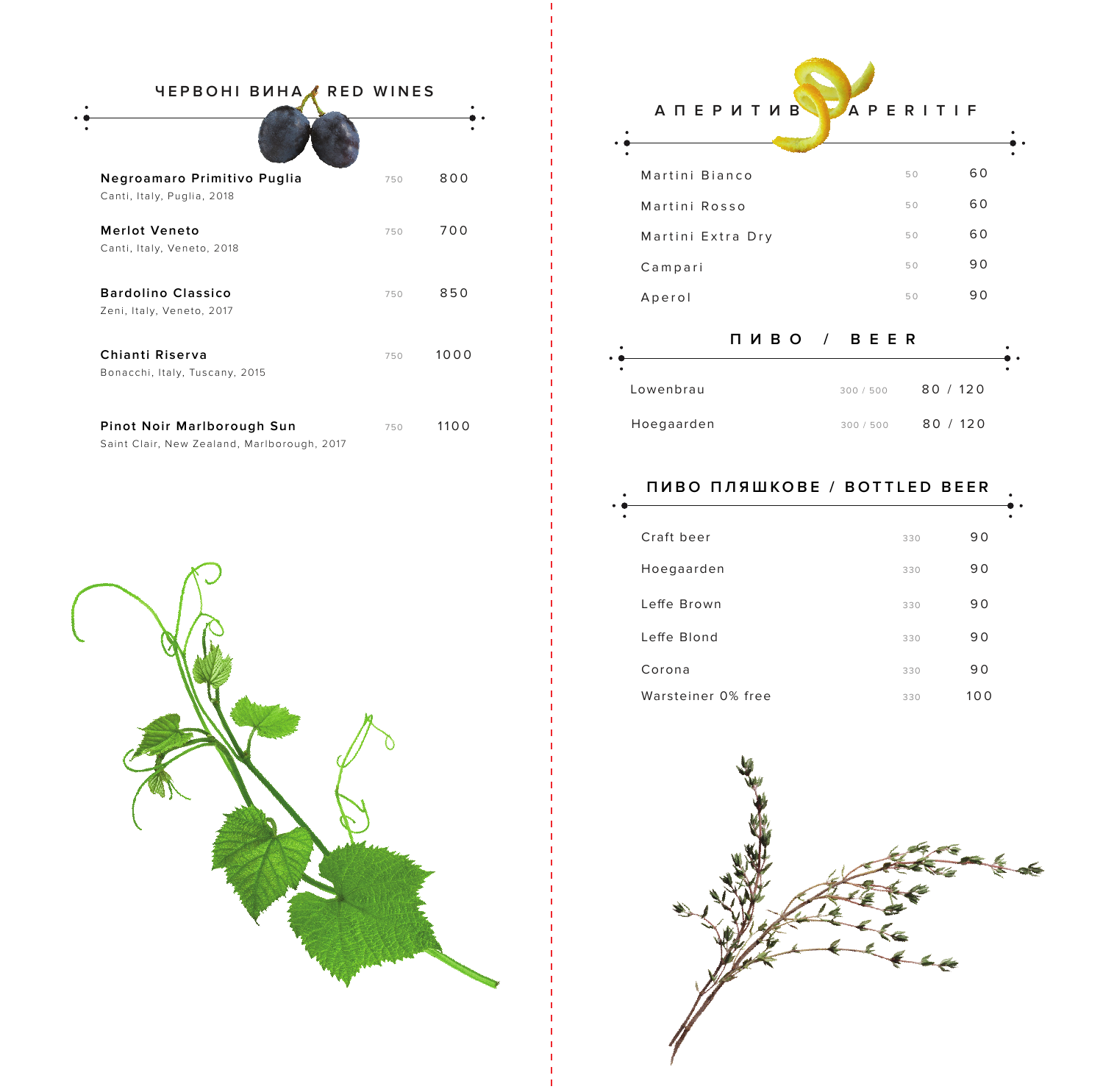## ЧЕРВОНІ ВИНА / RED WINES

| | | |
|---|---|---|
| **Negroamaro Primitivo Puglia**<br>Canti, Italy, Puglia, 2018 | 750 | 800 |
| **Merlot Veneto**<br>Canti, Italy, Veneto, 2018 | 750 | 700 |
| **Bardolino Classico**<br>Zeni, Italy, Veneto, 2017 | 750 | 850 |
| **Chianti Riserva**<br>Bonacchi, Italy, Tuscany, 2015 | 750 | 1000 |
| **Pinot Noir Marlborough Sun**<br>Saint Clair, New Zealand, Marlborough, 2017 | 750 | 1100 |

## АПЕРИТИВ / APERITIF

| | | |
|---|---|---|
| Martini Bianco | 50 | 60 |
| Martini Rosso | 50 | 60 |
| Martini Extra Dry | 50 | 60 |
| Campari | 50 | 90 |
| Aperol | 50 | 90 |

## ПИВО / BEER

| | | |
|---|---|---|
| Lowenbrau | 300 / 500 | 80 / 120 |
| Hoegaarden | 300 / 500 | 80 / 120 |

## ПИВО ПЛЯШКОВЕ / BOTTLED BEER

| | | |
|---|---|---|
| Craft beer | 330 | 90 |
| Hoegaarden | 330 | 90 |
| Leffe Brown | 330 | 90 |
| Leffe Blond | 330 | 90 |
| Corona | 330 | 90 |
| Warsteiner 0% free | 330 | 100 |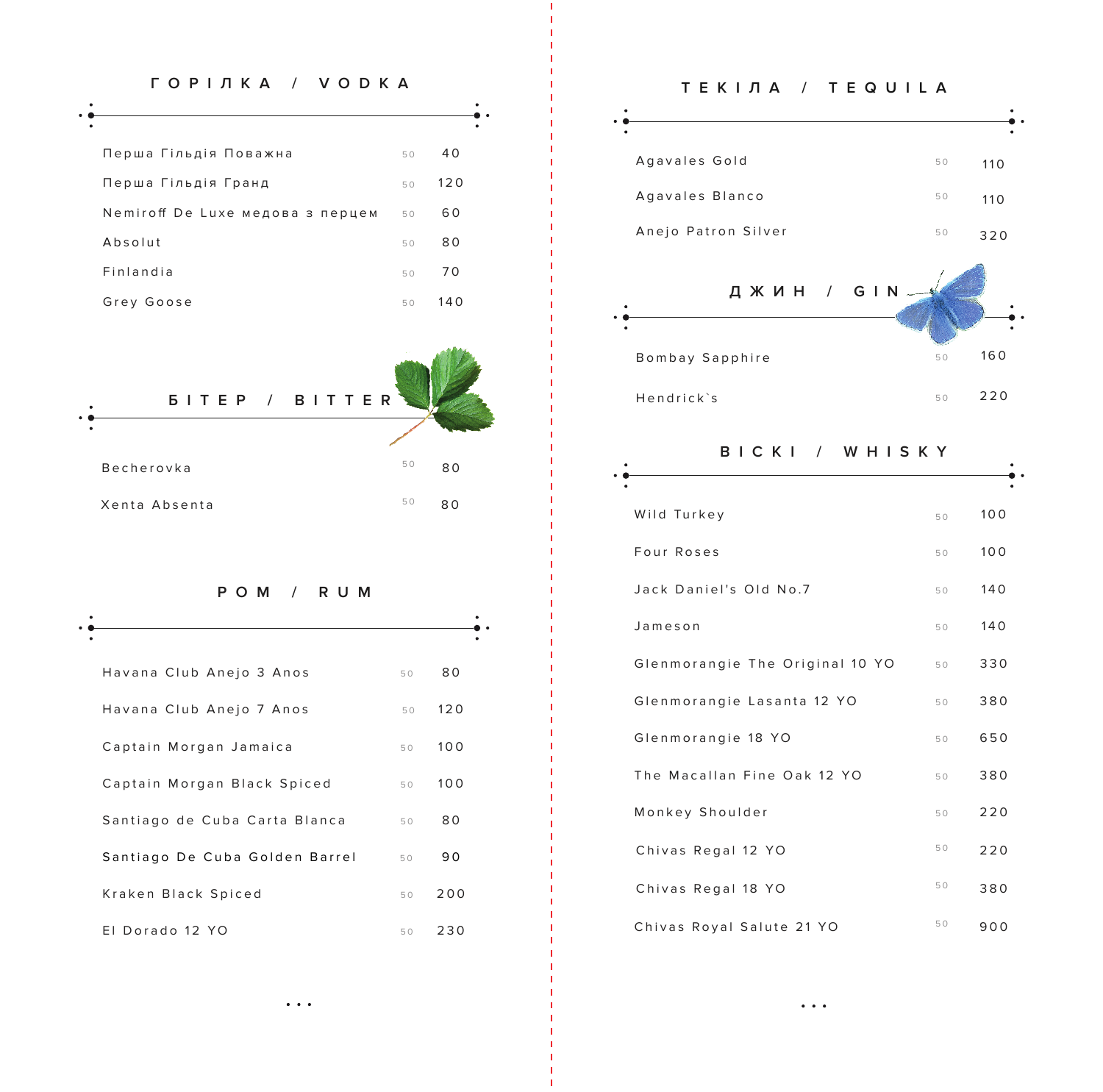## ГОРІЛКА / VODKA

| | | |
|---|---|---|
| Перша Гільдія Поважна | 50 | 40 |
| Перша Гільдія Гранд | 50 | 120 |
| Nemiroff De Luxe медова з перцем | 50 | 60 |
| Absolut | 50 | 80 |
| Finlandia | 50 | 70 |
| Grey Goose | 50 | 140 |

## БІТЕР / BITTER

| | | |
|---|---|---|
| Becherovka | 50 | 80 |
| Xenta Absenta | 50 | 80 |

## РОМ / RUM

| | | |
|---|---|---|
| Havana Club Anejo 3 Anos | 50 | 80 |
| Havana Club Anejo 7 Anos | 50 | 120 |
| Captain Morgan Jamaica | 50 | 100 |
| Captain Morgan Black Spiced | 50 | 100 |
| Santiago de Cuba Carta Blanca | 50 | 80 |
| Santiago De Cuba Golden Barrel | 50 | 90 |
| Kraken Black Spiced | 50 | 200 |
| El Dorado 12 YO | 50 | 230 |

...

## ТЕКІЛА / TEQUILA

| | | |
|---|---|---|
| Agavales Gold | 50 | 110 |
| Agavales Blanco | 50 | 110 |
| Anejo Patron Silver | 50 | 320 |

## ДЖИН / GIN

| | | |
|---|---|---|
| Bombay Sapphire | 50 | 160 |
| Hendrick`s | 50 | 220 |

## ВІСКІ / WHISKY

| | | |
|---|---|---|
| Wild Turkey | 50 | 100 |
| Four Roses | 50 | 100 |
| Jack Daniel's Old No.7 | 50 | 140 |
| Jameson | 50 | 140 |
| Glenmorangie The Original 10 YO | 50 | 330 |
| Glenmorangie Lasanta 12 YO | 50 | 380 |
| Glenmorangie 18 YO | 50 | 650 |
| The Macallan Fine Oak 12 YO | 50 | 380 |
| Monkey Shoulder | 50 | 220 |
| Chivas Regal 12 YO | 50 | 220 |
| Chivas Regal 18 YO | 50 | 380 |
| Chivas Royal Salute 21 YO | 50 | 900 |

...